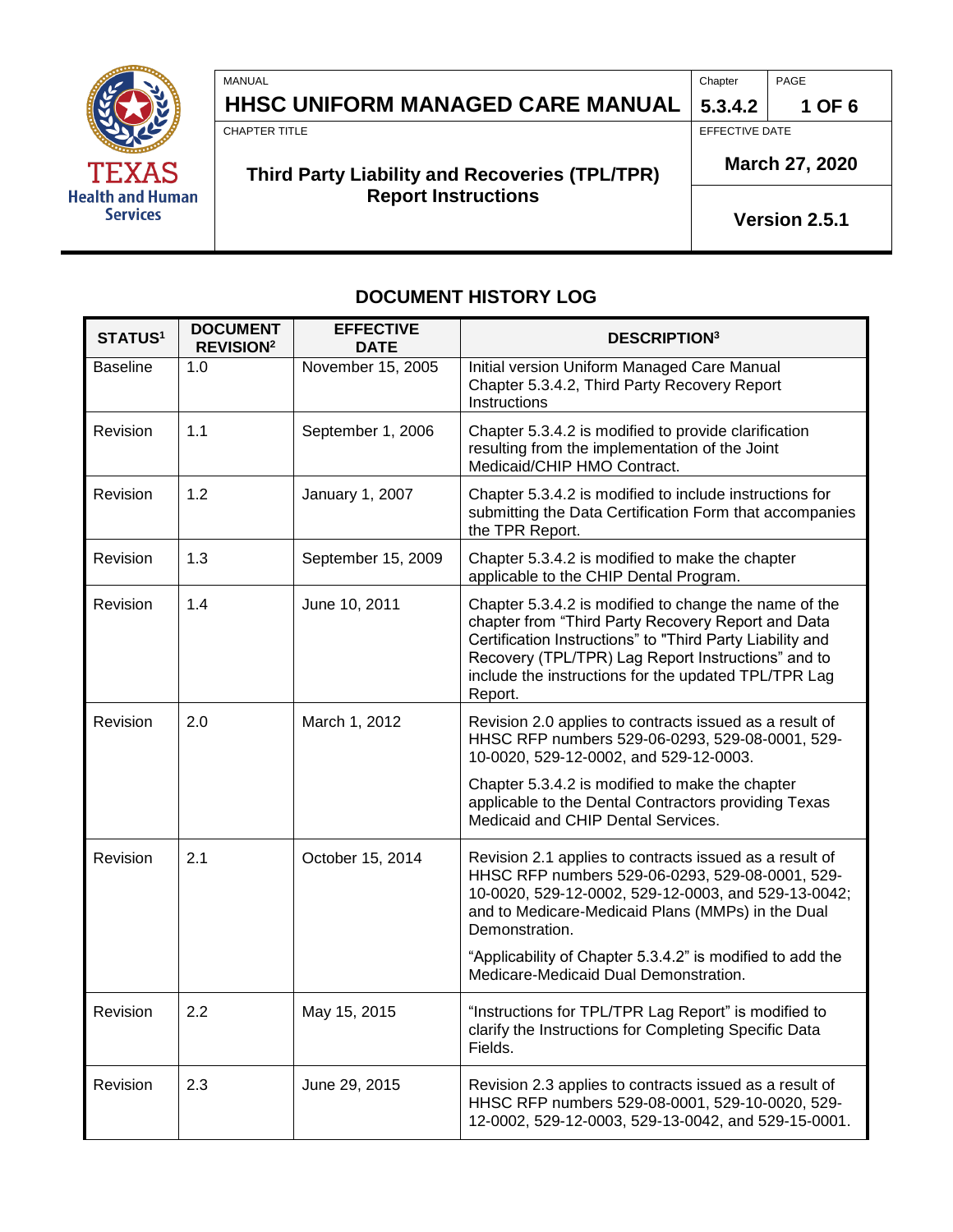| MANUAL | Chapter | PAGE |
|---|---|---|
| **HHSC UNIFORM MANAGED CARE MANUAL** | **5.3.4.2** | |
| CHAPTER TITLE | EFFECTIVE DATE | |
| **Third Party Liability and Recoveries (TPL/TPR) Report Instructions** | **March 27, 2020** | |
| | **Version 2.5.1** | |

## DOCUMENT HISTORY LOG

| STATUS[1] | DOCUMENT REVISION[2] | EFFECTIVE DATE | DESCRIPTION[3] |
|---|---|---|---|
| Baseline | 1.0 | November 15, 2005 | Initial version Uniform Managed Care Manual Chapter 5.3.4.2, Third Party Recovery Report Instructions |
| Revision | 1.1 | September 1, 2006 | Chapter 5.3.4.2 is modified to provide clarification resulting from the implementation of the Joint Medicaid/CHIP HMO Contract. |
| Revision | 1.2 | January 1, 2007 | Chapter 5.3.4.2 is modified to include instructions for submitting the Data Certification Form that accompanies the TPR Report. |
| Revision | 1.3 | September 15, 2009 | Chapter 5.3.4.2 is modified to make the chapter applicable to the CHIP Dental Program. |
| Revision | 1.4 | June 10, 2011 | Chapter 5.3.4.2 is modified to change the name of the chapter from "Third Party Recovery Report and Data Certification Instructions" to "Third Party Liability and Recovery (TPL/TPR) Lag Report Instructions" and to include the instructions for the updated TPL/TPR Lag Report. |
| Revision | 2.0 | March 1, 2012 | Revision 2.0 applies to contracts issued as a result of HHSC RFP numbers 529-06-0293, 529-08-0001, 529-10-0020, 529-12-0002, and 529-12-0003.<br><br>Chapter 5.3.4.2 is modified to make the chapter applicable to the Dental Contractors providing Texas Medicaid and CHIP Dental Services. |
| Revision | 2.1 | October 15, 2014 | Revision 2.1 applies to contracts issued as a result of HHSC RFP numbers 529-06-0293, 529-08-0001, 529-10-0020, 529-12-0002, 529-12-0003, and 529-13-0042; and to Medicare-Medicaid Plans (MMPs) in the Dual Demonstration.<br><br>"Applicability of Chapter 5.3.4.2" is modified to add the Medicare-Medicaid Dual Demonstration. |
| Revision | 2.2 | May 15, 2015 | "Instructions for TPL/TPR Lag Report" is modified to clarify the Instructions for Completing Specific Data Fields. |
| Revision | 2.3 | June 29, 2015 | Revision 2.3 applies to contracts issued as a result of HHSC RFP numbers 529-08-0001, 529-10-0020, 529-12-0002, 529-12-0003, 529-13-0042, and 529-15-0001. |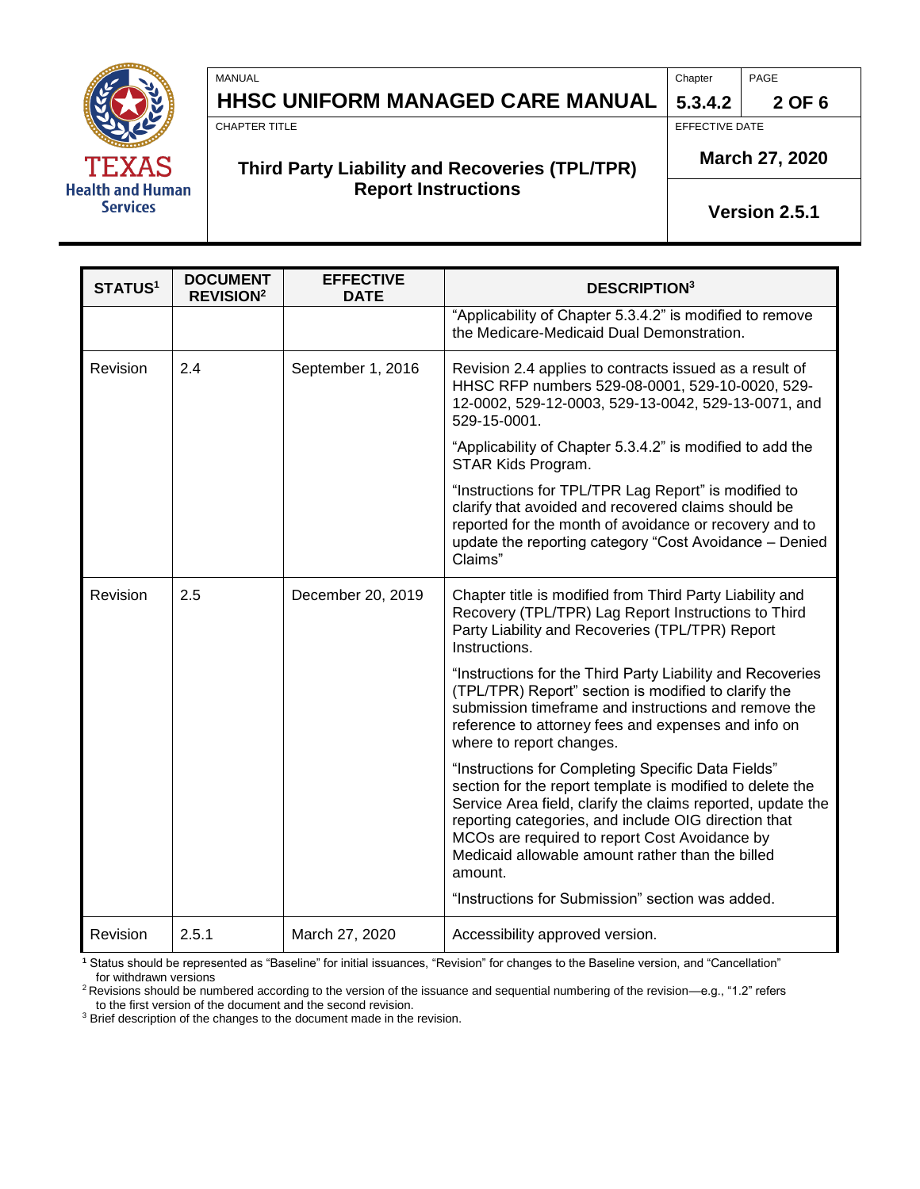| STATUS[1] | DOCUMENT REVISION[2] | EFFECTIVE DATE | DESCRIPTION[3] |
|---|---|---|---|
| | | | "Applicability of Chapter 5.3.4.2" is modified to remove the Medicare-Medicaid Dual Demonstration. |
| Revision | 2.4 | September 1, 2016 | Revision 2.4 applies to contracts issued as a result of HHSC RFP numbers 529-08-0001, 529-10-0020, 529-12-0002, 529-12-0003, 529-13-0042, 529-13-0071, and 529-15-0001.<br><br>"Applicability of Chapter 5.3.4.2" is modified to add the STAR Kids Program.<br><br>"Instructions for TPL/TPR Lag Report" is modified to clarify that avoided and recovered claims should be reported for the month of avoidance or recovery and to update the reporting category "Cost Avoidance – Denied Claims" |
| Revision | 2.5 | December 20, 2019 | Chapter title is modified from Third Party Liability and Recovery (TPL/TPR) Lag Report Instructions to Third Party Liability and Recoveries (TPL/TPR) Report Instructions.<br><br>"Instructions for the Third Party Liability and Recoveries (TPL/TPR) Report" section is modified to clarify the submission timeframe and instructions and remove the reference to attorney fees and expenses and info on where to report changes.<br><br>"Instructions for Completing Specific Data Fields" section for the report template is modified to delete the Service Area field, clarify the claims reported, update the reporting categories, and include OIG direction that MCOs are required to report Cost Avoidance by Medicaid allowable amount rather than the billed amount.<br><br>"Instructions for Submission" section was added. |
| Revision | 2.5.1 | March 27, 2020 | Accessibility approved version. |

[1] Status should be represented as "Baseline" for initial issuances, "Revision" for changes to the Baseline version, and "Cancellation" for withdrawn versions

[2] Revisions should be numbered according to the version of the issuance and sequential numbering of the revision—e.g., "1.2" refers to the first version of the document and the second revision.

[3] Brief description of the changes to the document made in the revision.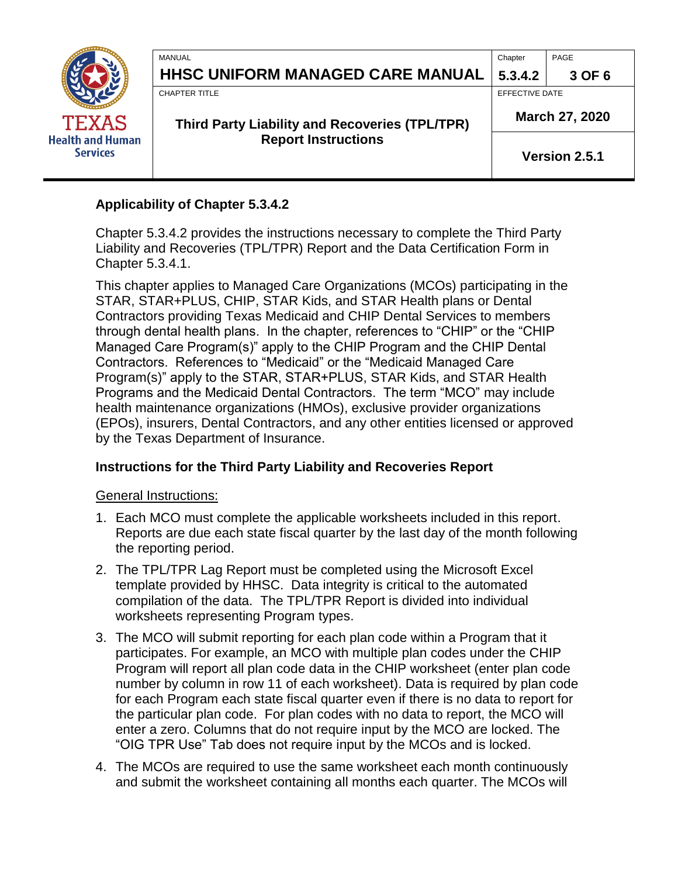## Applicability of Chapter 5.3.4.2

Chapter 5.3.4.2 provides the instructions necessary to complete the Third Party Liability and Recoveries (TPL/TPR) Report and the Data Certification Form in Chapter 5.3.4.1.

This chapter applies to Managed Care Organizations (MCOs) participating in the STAR, STAR+PLUS, CHIP, STAR Kids, and STAR Health plans or Dental Contractors providing Texas Medicaid and CHIP Dental Services to members through dental health plans. In the chapter, references to "CHIP" or the "CHIP Managed Care Program(s)" apply to the CHIP Program and the CHIP Dental Contractors. References to "Medicaid" or the "Medicaid Managed Care Program(s)" apply to the STAR, STAR+PLUS, STAR Kids, and STAR Health Programs and the Medicaid Dental Contractors. The term "MCO" may include health maintenance organizations (HMOs), exclusive provider organizations (EPOs), insurers, Dental Contractors, and any other entities licensed or approved by the Texas Department of Insurance.

## Instructions for the Third Party Liability and Recoveries Report

General Instructions:

1. Each MCO must complete the applicable worksheets included in this report. Reports are due each state fiscal quarter by the last day of the month following the reporting period.
2. The TPL/TPR Lag Report must be completed using the Microsoft Excel template provided by HHSC. Data integrity is critical to the automated compilation of the data. The TPL/TPR Report is divided into individual worksheets representing Program types.
3. The MCO will submit reporting for each plan code within a Program that it participates. For example, an MCO with multiple plan codes under the CHIP Program will report all plan code data in the CHIP worksheet (enter plan code number by column in row 11 of each worksheet). Data is required by plan code for each Program each state fiscal quarter even if there is no data to report for the particular plan code. For plan codes with no data to report, the MCO will enter a zero. Columns that do not require input by the MCO are locked. The "OIG TPR Use" Tab does not require input by the MCOs and is locked.
4. The MCOs are required to use the same worksheet each month continuously and submit the worksheet containing all months each quarter. The MCOs will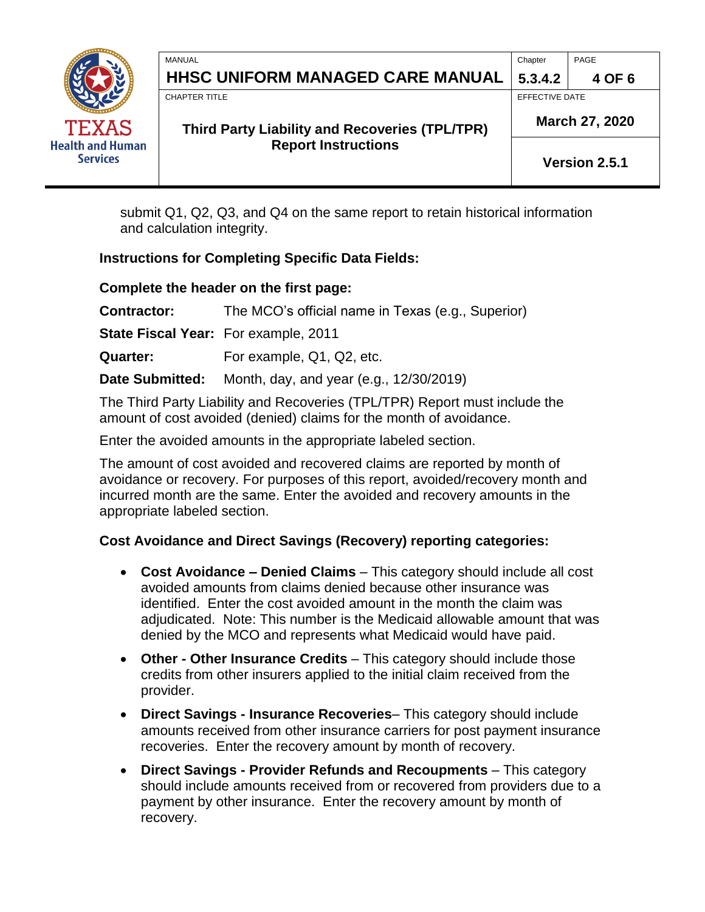submit Q1, Q2, Q3, and Q4 on the same report to retain historical information and calculation integrity.

**Instructions for Completing Specific Data Fields:**

**Complete the header on the first page:**

**Contractor:** The MCO's official name in Texas (e.g., Superior)

**State Fiscal Year:** For example, 2011

**Quarter:** For example, Q1, Q2, etc.

**Date Submitted:** Month, day, and year (e.g., 12/30/2019)

The Third Party Liability and Recoveries (TPL/TPR) Report must include the amount of cost avoided (denied) claims for the month of avoidance.

Enter the avoided amounts in the appropriate labeled section.

The amount of cost avoided and recovered claims are reported by month of avoidance or recovery. For purposes of this report, avoided/recovery month and incurred month are the same. Enter the avoided and recovery amounts in the appropriate labeled section.

**Cost Avoidance and Direct Savings (Recovery) reporting categories:**

- **Cost Avoidance – Denied Claims** – This category should include all cost avoided amounts from claims denied because other insurance was identified. Enter the cost avoided amount in the month the claim was adjudicated. Note: This number is the Medicaid allowable amount that was denied by the MCO and represents what Medicaid would have paid.
- **Other - Other Insurance Credits** – This category should include those credits from other insurers applied to the initial claim received from the provider.
- **Direct Savings - Insurance Recoveries**– This category should include amounts received from other insurance carriers for post payment insurance recoveries. Enter the recovery amount by month of recovery.
- **Direct Savings - Provider Refunds and Recoupments** – This category should include amounts received from or recovered from providers due to a payment by other insurance. Enter the recovery amount by month of recovery.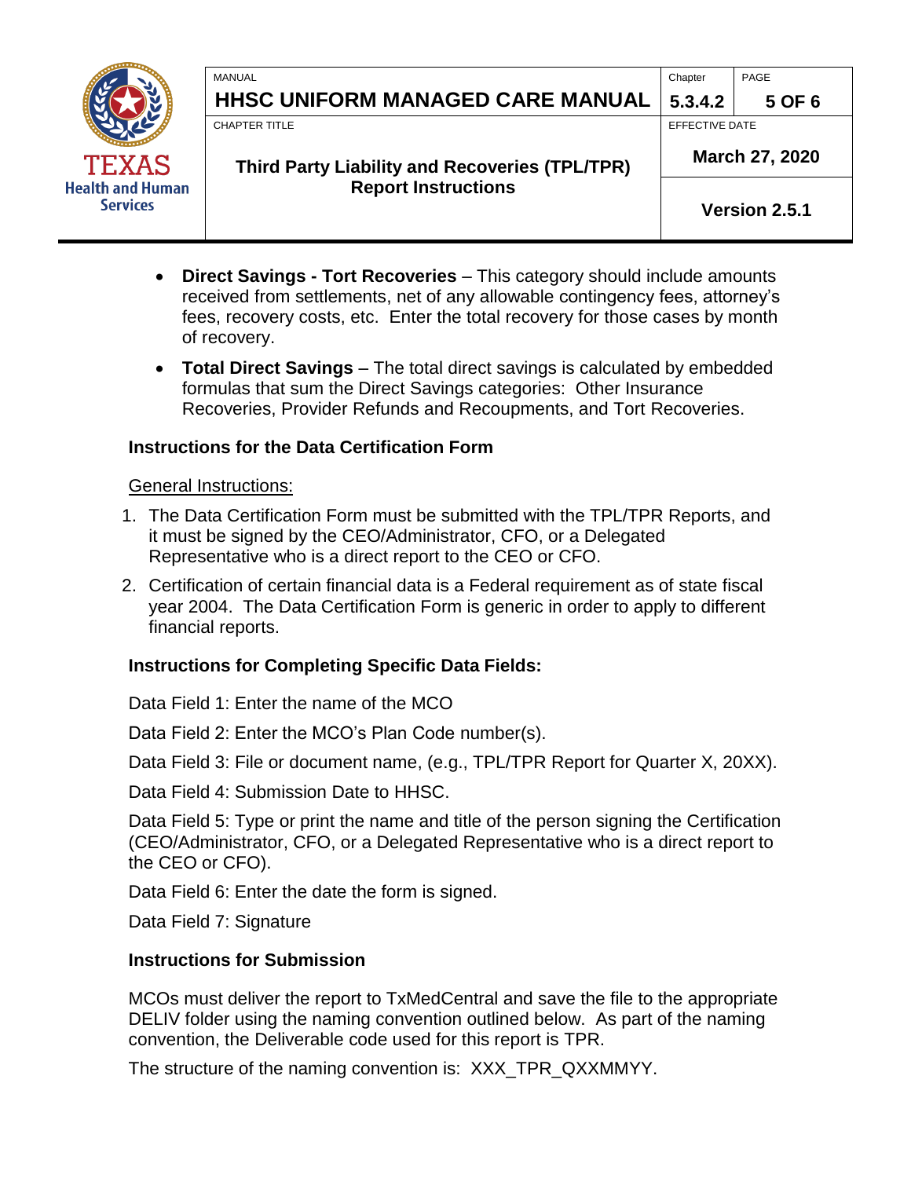- **Direct Savings - Tort Recoveries** – This category should include amounts received from settlements, net of any allowable contingency fees, attorney's fees, recovery costs, etc. Enter the total recovery for those cases by month of recovery.
- **Total Direct Savings** – The total direct savings is calculated by embedded formulas that sum the Direct Savings categories: Other Insurance Recoveries, Provider Refunds and Recoupments, and Tort Recoveries.

### Instructions for the Data Certification Form

General Instructions:

1. The Data Certification Form must be submitted with the TPL/TPR Reports, and it must be signed by the CEO/Administrator, CFO, or a Delegated Representative who is a direct report to the CEO or CFO.
2. Certification of certain financial data is a Federal requirement as of state fiscal year 2004. The Data Certification Form is generic in order to apply to different financial reports.

### Instructions for Completing Specific Data Fields:

Data Field 1: Enter the name of the MCO

Data Field 2: Enter the MCO's Plan Code number(s).

Data Field 3: File or document name, (e.g., TPL/TPR Report for Quarter X, 20XX).

Data Field 4: Submission Date to HHSC.

Data Field 5: Type or print the name and title of the person signing the Certification (CEO/Administrator, CFO, or a Delegated Representative who is a direct report to the CEO or CFO).

Data Field 6: Enter the date the form is signed.

Data Field 7: Signature

### Instructions for Submission

MCOs must deliver the report to TxMedCentral and save the file to the appropriate DELIV folder using the naming convention outlined below. As part of the naming convention, the Deliverable code used for this report is TPR.

The structure of the naming convention is: XXX_TPR_QXXMMYY.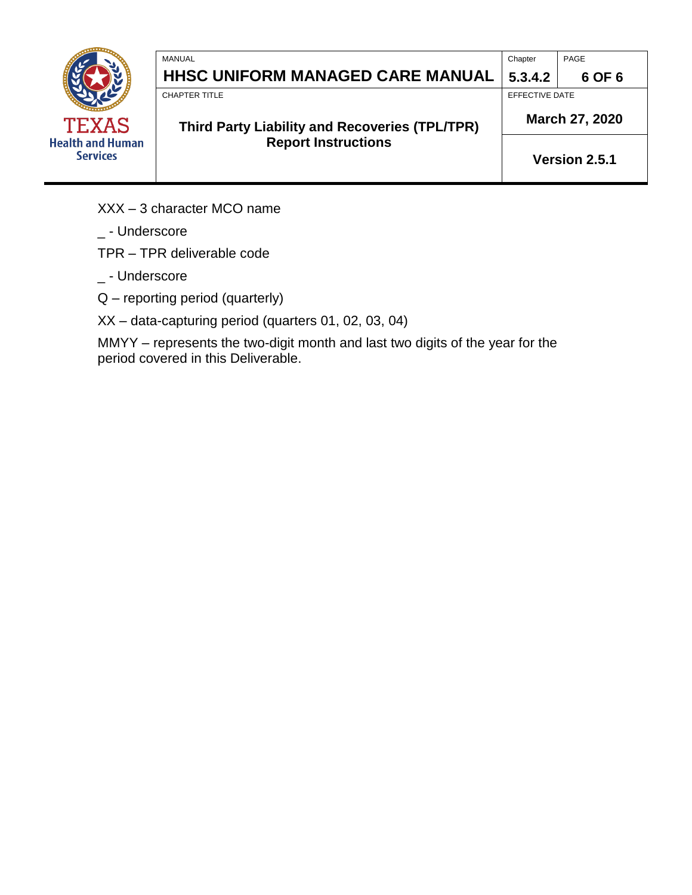XXX – 3 character MCO name

_ - Underscore

TPR – TPR deliverable code

_ - Underscore

Q – reporting period (quarterly)

XX – data-capturing period (quarters 01, 02, 03, 04)

MMYY – represents the two-digit month and last two digits of the year for the period covered in this Deliverable.